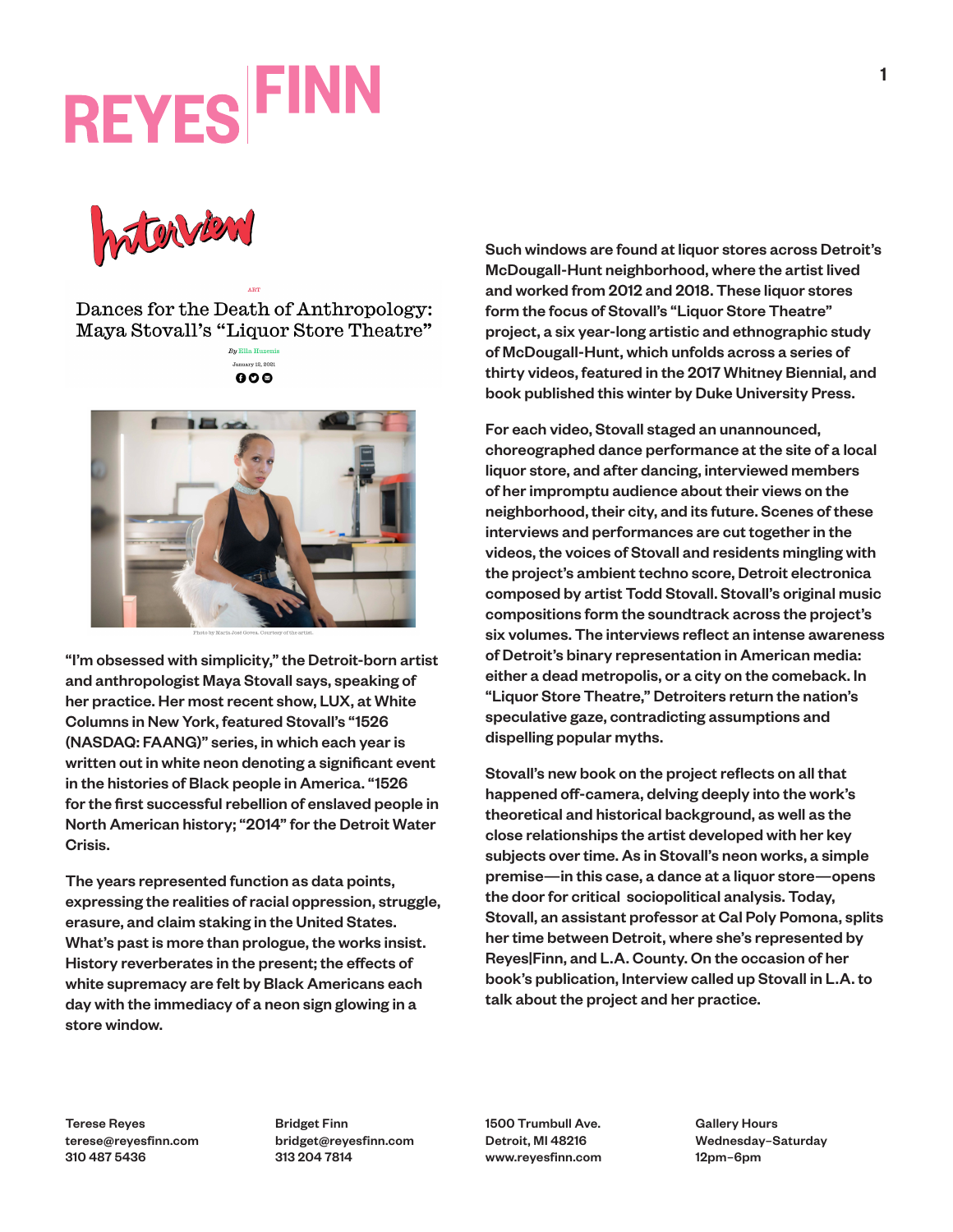REYES | FINN

Interview

ART

# Dances for the Death of Anthropology: Maya Stovall's "Liquor Store Theatre"

*By* Ella Huzenis

January 12, 2021

Photo by María José Govea. Courtesy of the artist.

"I'm obsessed with simplicity," the Detroit-born artist and anthropologist Maya Stovall says, speaking of her practice. Her most recent show, LUX, at White Columns in New York, featured Stovall's "1526 (NASDAQ: FAANG)" series, in which each year is written out in white neon denoting a significant event in the histories of Black people in America. "1526 for the first successful rebellion of enslaved people in North American history; "2014" for the Detroit Water Crisis.

The years represented function as data points, expressing the realities of racial oppression, struggle, erasure, and claim staking in the United States. What's past is more than prologue, the works insist. History reverberates in the present; the effects of white supremacy are felt by Black Americans each day with the immediacy of a neon sign glowing in a store window.

Such windows are found at liquor stores across Detroit's McDougall-Hunt neighborhood, where the artist lived and worked from 2012 and 2018. These liquor stores form the focus of Stovall's "Liquor Store Theatre" project, a six year-long artistic and ethnographic study of McDougall-Hunt, which unfolds across a series of thirty videos, featured in the 2017 Whitney Biennial, and book published this winter by Duke University Press.

For each video, Stovall staged an unannounced, choreographed dance performance at the site of a local liquor store, and after dancing, interviewed members of her impromptu audience about their views on the neighborhood, their city, and its future. Scenes of these interviews and performances are cut together in the videos, the voices of Stovall and residents mingling with the project's ambient techno score, Detroit electronica composed by artist Todd Stovall. Stovall's original music compositions form the soundtrack across the project's six volumes. The interviews reflect an intense awareness of Detroit's binary representation in American media: either a dead metropolis, or a city on the comeback. In "Liquor Store Theatre," Detroiters return the nation's speculative gaze, contradicting assumptions and dispelling popular myths.

Stovall's new book on the project reflects on all that happened off-camera, delving deeply into the work's theoretical and historical background, as well as the close relationships the artist developed with her key subjects over time. As in Stovall's neon works, a simple premise—in this case, a dance at a liquor store—opens the door for critical sociopolitical analysis. Today, Stovall, an assistant professor at Cal Poly Pomona, splits her time between Detroit, where she's represented by Reyes|Finn, and L.A. County. On the occasion of her book's publication, Interview called up Stovall in L.A. to talk about the project and her practice.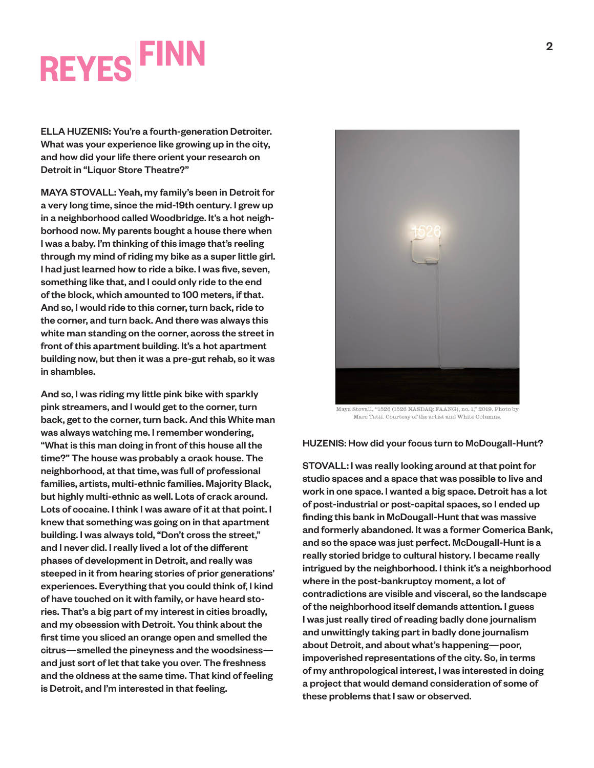**ELLA HUZENIS: You're a fourth-generation Detroiter. What was your experience like growing up in the city, and how did your life there orient your research on Detroit in "Liquor Store Theatre?"**

MAYA STOVALL: Yeah, my family's been in Detroit for a very long time, since the mid-19th century. I grew up in a neighborhood called Woodbridge. It's a hot neighborhood now. My parents bought a house there when I was a baby. I'm thinking of this image that's reeling through my mind of riding my bike as a super little girl. I had just learned how to ride a bike. I was five, seven, something like that, and I could only ride to the end of the block, which amounted to 100 meters, if that. And so, I would ride to this corner, turn back, ride to the corner, and turn back. And there was always this white man standing on the corner, across the street in front of this apartment building. It's a hot apartment building now, but then it was a pre-gut rehab, so it was in shambles.

And so, I was riding my little pink bike with sparkly pink streamers, and I would get to the corner, turn back, get to the corner, turn back. And this White man was always watching me. I remember wondering, "What is this man doing in front of this house all the time?" The house was probably a crack house. The neighborhood, at that time, was full of professional families, artists, multi-ethnic families. Majority Black, but highly multi-ethnic as well. Lots of crack around. Lots of cocaine. I think I was aware of it at that point. I knew that something was going on in that apartment building. I was always told, "Don't cross the street," and I never did. I really lived a lot of the different phases of development in Detroit, and really was steeped in it from hearing stories of prior generations' experiences. Everything that you could think of, I kind of have touched on it with family, or have heard stories. That's a big part of my interest in cities broadly, and my obsession with Detroit. You think about the first time you sliced an orange open and smelled the citrus—smelled the pineyness and the woodsiness—and just sort of let that take you over. The freshness and the oldness at the same time. That kind of feeling is Detroit, and I'm interested in that feeling.

Maya Stovall, "1526 (1526 NASDAQ: FAANG), no. 1," 2019. Photo by Marc Tatti. Courtesy of the artist and White Columns.

**HUZENIS: How did your focus turn to McDougall-Hunt?**

STOVALL: I was really looking around at that point for studio spaces and a space that was possible to live and work in one space. I wanted a big space. Detroit has a lot of post-industrial or post-capital spaces, so I ended up finding this bank in McDougall-Hunt that was massive and formerly abandoned. It was a former Comerica Bank, and so the space was just perfect. McDougall-Hunt is a really storied bridge to cultural history. I became really intrigued by the neighborhood. I think it's a neighborhood where in the post-bankruptcy moment, a lot of contradictions are visible and visceral, so the landscape of the neighborhood itself demands attention. I guess I was just really tired of reading badly done journalism and unwittingly taking part in badly done journalism about Detroit, and about what's happening—poor, impoverished representations of the city. So, in terms of my anthropological interest, I was interested in doing a project that would demand consideration of some of these problems that I saw or observed.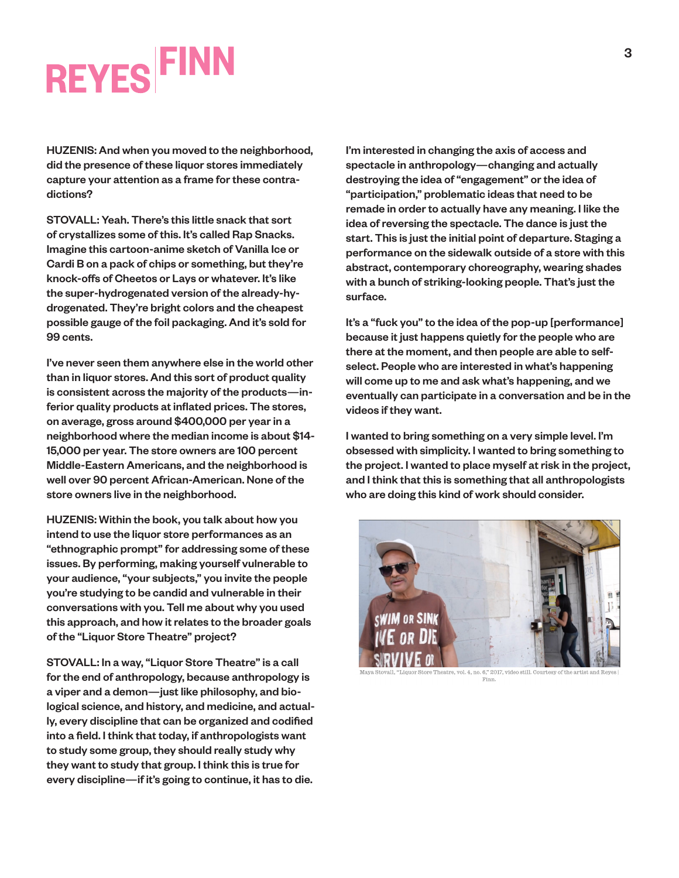HUZENIS: And when you moved to the neighborhood, did the presence of these liquor stores immediately capture your attention as a frame for these contradictions?

STOVALL: Yeah. There's this little snack that sort of crystallizes some of this. It's called Rap Snacks. Imagine this cartoon-anime sketch of Vanilla Ice or Cardi B on a pack of chips or something, but they're knock-offs of Cheetos or Lays or whatever. It's like the super-hydrogenated version of the already-hydrogenated. They're bright colors and the cheapest possible gauge of the foil packaging. And it's sold for 99 cents.

I've never seen them anywhere else in the world other than in liquor stores. And this sort of product quality is consistent across the majority of the products—inferior quality products at inflated prices. The stores, on average, gross around $400,000 per year in a neighborhood where the median income is about $14-15,000 per year. The store owners are 100 percent Middle-Eastern Americans, and the neighborhood is well over 90 percent African-American. None of the store owners live in the neighborhood.

HUZENIS: Within the book, you talk about how you intend to use the liquor store performances as an "ethnographic prompt" for addressing some of these issues. By performing, making yourself vulnerable to your audience, "your subjects," you invite the people you're studying to be candid and vulnerable in their conversations with you. Tell me about why you used this approach, and how it relates to the broader goals of the "Liquor Store Theatre" project?

STOVALL: In a way, "Liquor Store Theatre" is a call for the end of anthropology, because anthropology is a viper and a demon—just like philosophy, and biological science, and history, and medicine, and actually, every discipline that can be organized and codified into a field. I think that today, if anthropologists want to study some group, they should really study why they want to study that group. I think this is true for every discipline—if it's going to continue, it has to die.

I'm interested in changing the axis of access and spectacle in anthropology—changing and actually destroying the idea of "engagement" or the idea of "participation," problematic ideas that need to be remade in order to actually have any meaning. I like the idea of reversing the spectacle. The dance is just the start. This is just the initial point of departure. Staging a performance on the sidewalk outside of a store with this abstract, contemporary choreography, wearing shades with a bunch of striking-looking people. That's just the surface.

It's a "fuck you" to the idea of the pop-up [performance] because it just happens quietly for the people who are there at the moment, and then people are able to self-select. People who are interested in what's happening will come up to me and ask what's happening, and we eventually can participate in a conversation and be in the videos if they want.

I wanted to bring something on a very simple level. I'm obsessed with simplicity. I wanted to bring something to the project. I wanted to place myself at risk in the project, and I think that this is something that all anthropologists who are doing this kind of work should consider.

Maya Stovall, "Liquor Store Theatre, vol. 4, no. 6," 2017, video still. Courtesy of the artist and Reyes | Finn.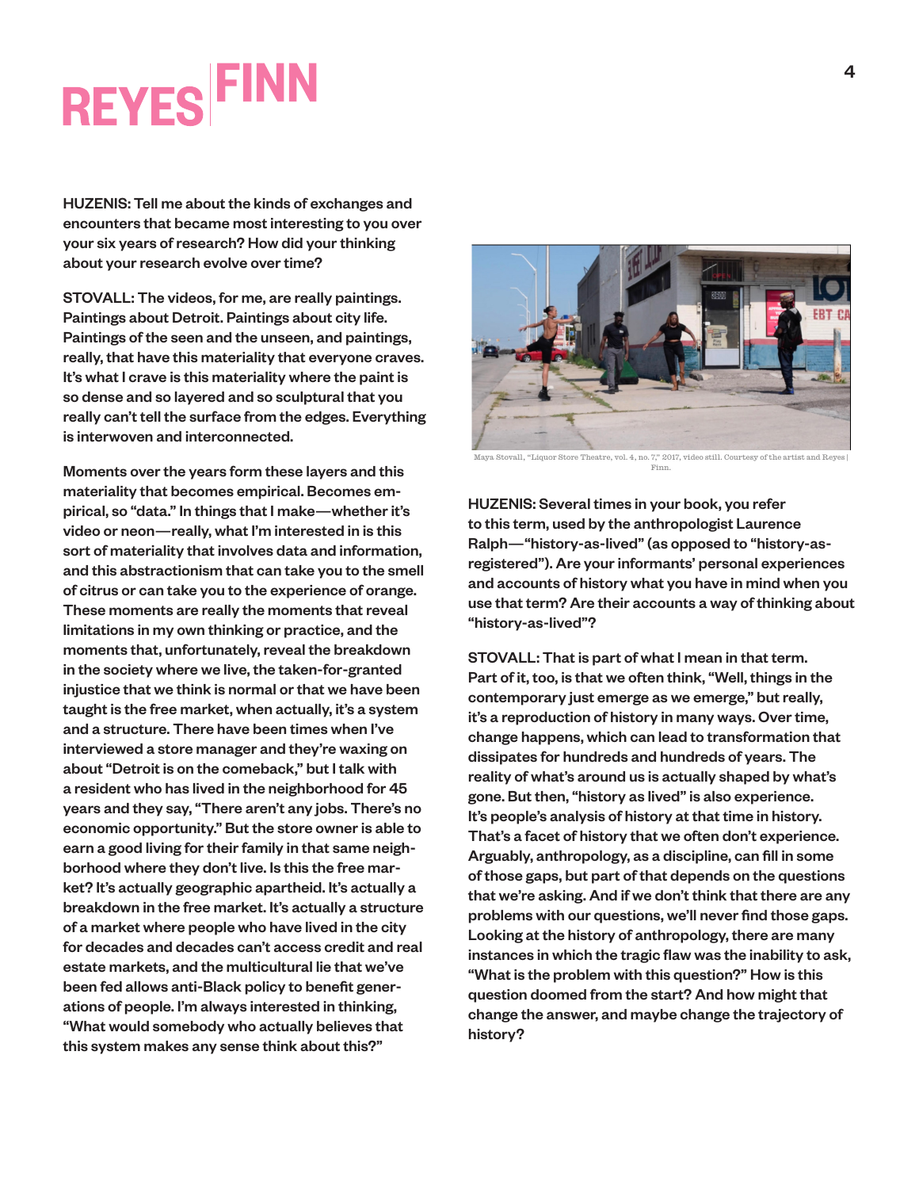HUZENIS: Tell me about the kinds of exchanges and encounters that became most interesting to you over your six years of research? How did your thinking about your research evolve over time?

STOVALL: The videos, for me, are really paintings. Paintings about Detroit. Paintings about city life. Paintings of the seen and the unseen, and paintings, really, that have this materiality that everyone craves. It's what I crave is this materiality where the paint is so dense and so layered and so sculptural that you really can't tell the surface from the edges. Everything is interwoven and interconnected.

Moments over the years form these layers and this materiality that becomes empirical. Becomes empirical, so "data." In things that I make—whether it's video or neon—really, what I'm interested in is this sort of materiality that involves data and information, and this abstractionism that can take you to the smell of citrus or can take you to the experience of orange. These moments are really the moments that reveal limitations in my own thinking or practice, and the moments that, unfortunately, reveal the breakdown in the society where we live, the taken-for-granted injustice that we think is normal or that we have been taught is the free market, when actually, it's a system and a structure. There have been times when I've interviewed a store manager and they're waxing on about "Detroit is on the comeback," but I talk with a resident who has lived in the neighborhood for 45 years and they say, "There aren't any jobs. There's no economic opportunity." But the store owner is able to earn a good living for their family in that same neighborhood where they don't live. Is this the free market? It's actually geographic apartheid. It's actually a breakdown in the free market. It's actually a structure of a market where people who have lived in the city for decades and decades can't access credit and real estate markets, and the multicultural lie that we've been fed allows anti-Black policy to benefit generations of people. I'm always interested in thinking, "What would somebody who actually believes that this system makes any sense think about this?"

Maya Stovall, "Liquor Store Theatre, vol. 4, no. 7," 2017, video still. Courtesy of the artist and Reyes | Finn.

HUZENIS: Several times in your book, you refer to this term, used by the anthropologist Laurence Ralph—"history-as-lived" (as opposed to "history-as-registered"). Are your informants' personal experiences and accounts of history what you have in mind when you use that term? Are their accounts a way of thinking about "history-as-lived"?

STOVALL: That is part of what I mean in that term. Part of it, too, is that we often think, "Well, things in the contemporary just emerge as we emerge," but really, it's a reproduction of history in many ways. Over time, change happens, which can lead to transformation that dissipates for hundreds and hundreds of years. The reality of what's around us is actually shaped by what's gone. But then, "history as lived" is also experience. It's people's analysis of history at that time in history. That's a facet of history that we often don't experience. Arguably, anthropology, as a discipline, can fill in some of those gaps, but part of that depends on the questions that we're asking. And if we don't think that there are any problems with our questions, we'll never find those gaps. Looking at the history of anthropology, there are many instances in which the tragic flaw was the inability to ask, "What is the problem with this question?" How is this question doomed from the start? And how might that change the answer, and maybe change the trajectory of history?